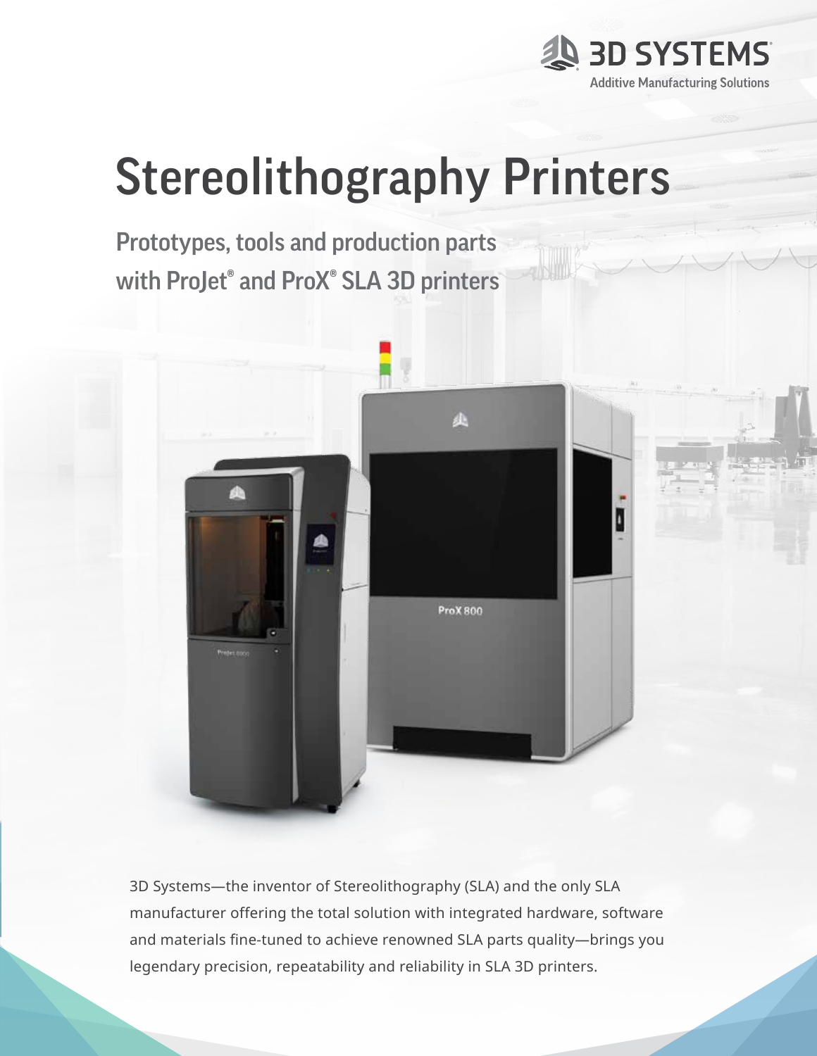3D SYSTEMS
Additive Manufacturing Solutions

# Stereolithography Printers

## Prototypes, tools and production parts with ProJet® and ProX® SLA 3D printers

3D Systems—the inventor of Stereolithography (SLA) and the only SLA manufacturer offering the total solution with integrated hardware, software and materials fine-tuned to achieve renowned SLA parts quality—brings you legendary precision, repeatability and reliability in SLA 3D printers.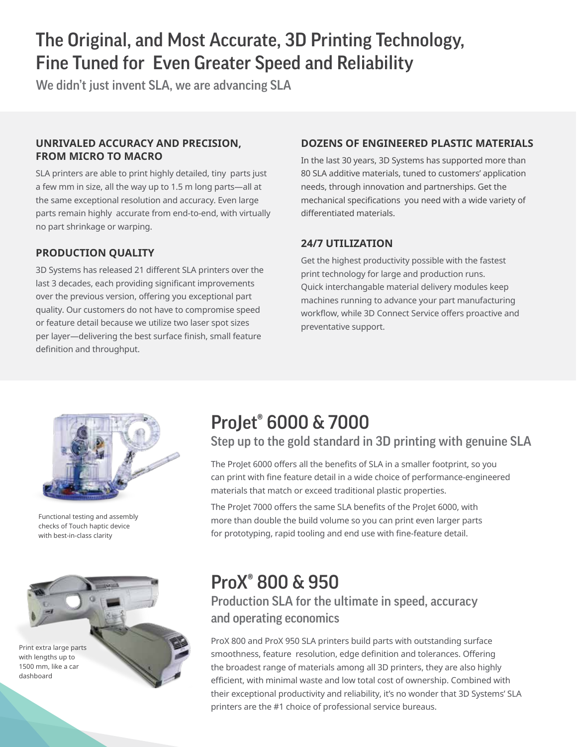# The Original, and Most Accurate, 3D Printing Technology, Fine Tuned for Even Greater Speed and Reliability

We didn't just invent SLA, we are advancing SLA

### UNRIVALED ACCURACY AND PRECISION, FROM MICRO TO MACRO

SLA printers are able to print highly detailed, tiny parts just a few mm in size, all the way up to 1.5 m long parts—all at the same exceptional resolution and accuracy. Even large parts remain highly accurate from end-to-end, with virtually no part shrinkage or warping.

### PRODUCTION QUALITY

3D Systems has released 21 different SLA printers over the last 3 decades, each providing significant improvements over the previous version, offering you exceptional part quality. Our customers do not have to compromise speed or feature detail because we utilize two laser spot sizes per layer—delivering the best surface finish, small feature definition and throughput.

### DOZENS OF ENGINEERED PLASTIC MATERIALS

In the last 30 years, 3D Systems has supported more than 80 SLA additive materials, tuned to customers' application needs, through innovation and partnerships. Get the mechanical specifications you need with a wide variety of differentiated materials.

### 24/7 UTILIZATION

Get the highest productivity possible with the fastest print technology for large and production runs. Quick interchangable material delivery modules keep machines running to advance your part manufacturing workflow, while 3D Connect Service offers proactive and preventative support.

Functional testing and assembly checks of Touch haptic device with best-in-class clarity

## ProJet® 6000 & 7000

### Step up to the gold standard in 3D printing with genuine SLA

The ProJet 6000 offers all the benefits of SLA in a smaller footprint, so you can print with fine feature detail in a wide choice of performance-engineered materials that match or exceed traditional plastic properties.

The ProJet 7000 offers the same SLA benefits of the ProJet 6000, with more than double the build volume so you can print even larger parts for prototyping, rapid tooling and end use with fine-feature detail.

Print extra large parts with lengths up to 1500 mm, like a car dashboard

## ProX® 800 & 950

### Production SLA for the ultimate in speed, accuracy and operating economics

ProX 800 and ProX 950 SLA printers build parts with outstanding surface smoothness, feature resolution, edge definition and tolerances. Offering the broadest range of materials among all 3D printers, they are also highly efficient, with minimal waste and low total cost of ownership. Combined with their exceptional productivity and reliability, it's no wonder that 3D Systems' SLA printers are the #1 choice of professional service bureaus.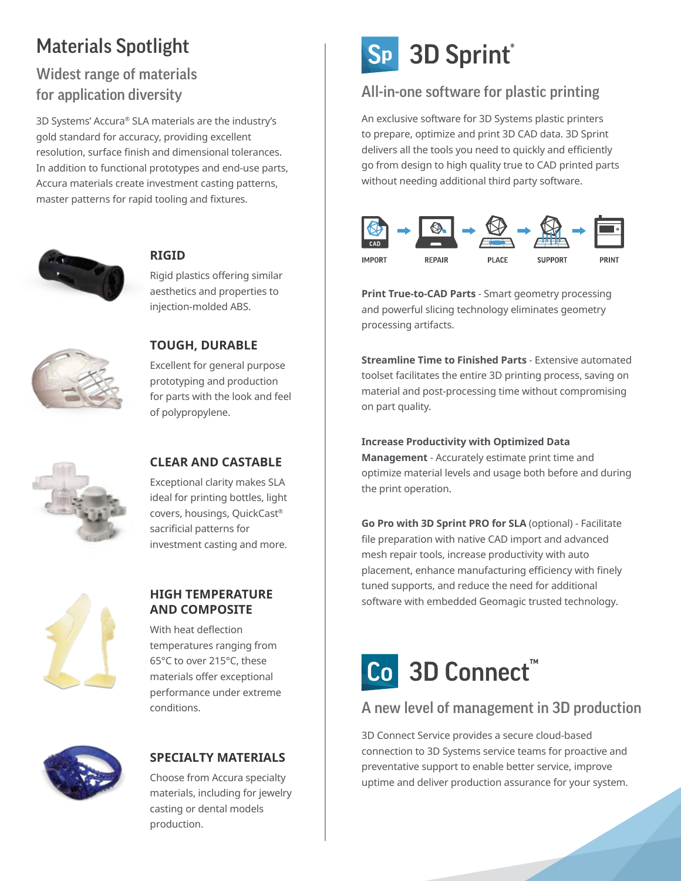# Materials Spotlight

## Widest range of materials for application diversity

3D Systems' Accura® SLA materials are the industry's gold standard for accuracy, providing excellent resolution, surface finish and dimensional tolerances. In addition to functional prototypes and end-use parts, Accura materials create investment casting patterns, master patterns for rapid tooling and fixtures.

### RIGID

Rigid plastics offering similar aesthetics and properties to injection-molded ABS.

### TOUGH, DURABLE

Excellent for general purpose prototyping and production for parts with the look and feel of polypropylene.

### CLEAR AND CASTABLE

Exceptional clarity makes SLA ideal for printing bottles, light covers, housings, QuickCast® sacrificial patterns for investment casting and more.

### HIGH TEMPERATURE AND COMPOSITE

With heat deflection temperatures ranging from 65°C to over 215°C, these materials offer exceptional performance under extreme conditions.

### SPECIALTY MATERIALS

Choose from Accura specialty materials, including for jewelry casting or dental models production.

# Sp 3D Sprint®

## All-in-one software for plastic printing

An exclusive software for 3D Systems plastic printers to prepare, optimize and print 3D CAD data. 3D Sprint delivers all the tools you need to quickly and efficiently go from design to high quality true to CAD printed parts without needing additional third party software.

IMPORT → REPAIR → PLACE → SUPPORT → PRINT

**Print True-to-CAD Parts** - Smart geometry processing and powerful slicing technology eliminates geometry processing artifacts.

**Streamline Time to Finished Parts** - Extensive automated toolset facilitates the entire 3D printing process, saving on material and post-processing time without compromising on part quality.

**Increase Productivity with Optimized Data Management** - Accurately estimate print time and optimize material levels and usage both before and during the print operation.

**Go Pro with 3D Sprint PRO for SLA** (optional) - Facilitate file preparation with native CAD import and advanced mesh repair tools, increase productivity with auto placement, enhance manufacturing efficiency with finely tuned supports, and reduce the need for additional software with embedded Geomagic trusted technology.

# Co 3D Connect™

## A new level of management in 3D production

3D Connect Service provides a secure cloud-based connection to 3D Systems service teams for proactive and preventative support to enable better service, improve uptime and deliver production assurance for your system.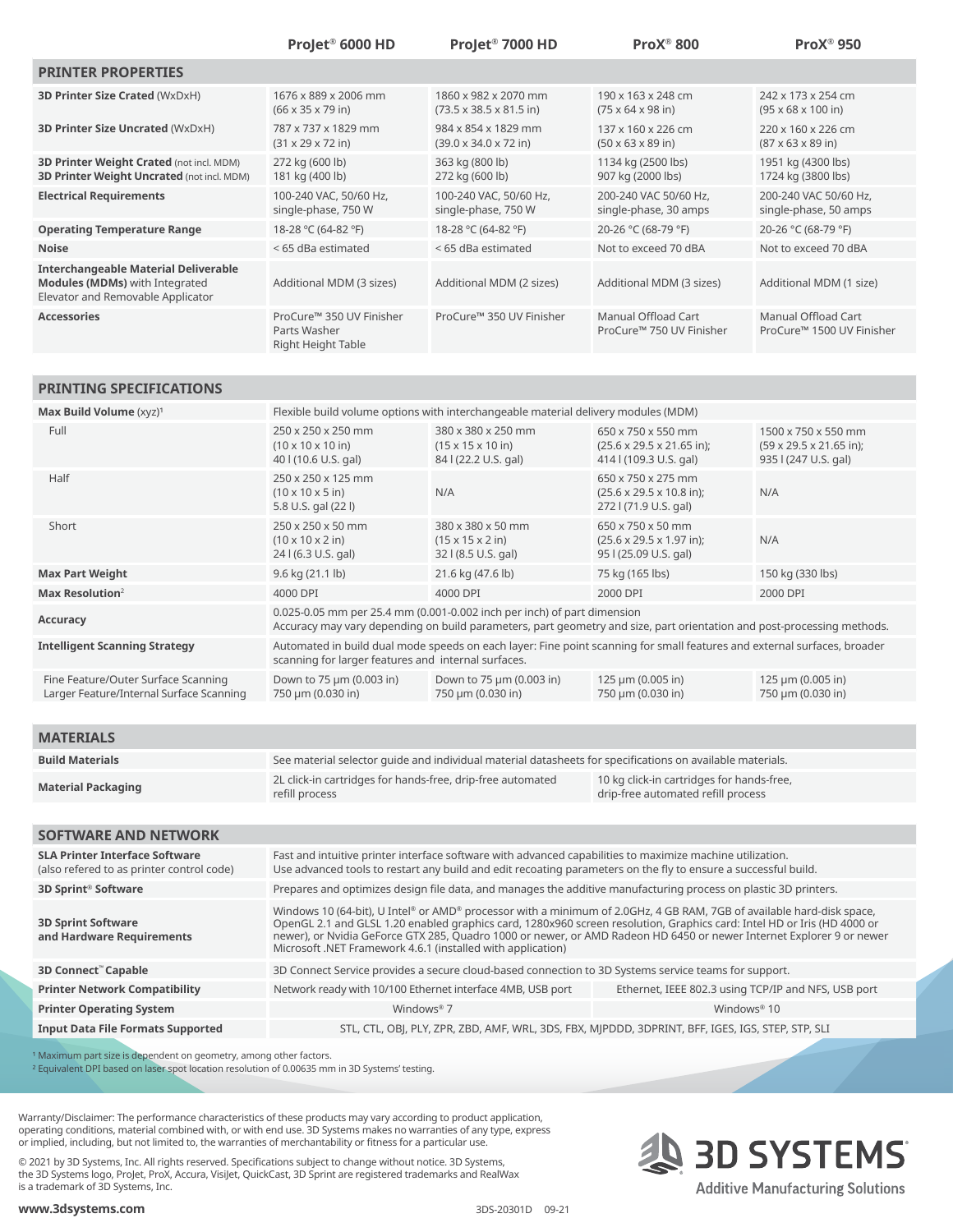| | ProJet® 6000 HD | ProJet® 7000 HD | ProX® 800 | ProX® 950 |
|---|---|---|---|---|
| **PRINTER PROPERTIES** | | | | |
| **3D Printer Size Crated** (WxDxH) | 1676 x 889 x 2006 mm (66 x 35 x 79 in) | 1860 x 982 x 2070 mm (73.5 x 38.5 x 81.5 in) | 190 x 163 x 248 cm (75 x 64 x 98 in) | 242 x 173 x 254 cm (95 x 68 x 100 in) |
| **3D Printer Size Uncrated** (WxDxH) | 787 x 737 x 1829 mm (31 x 29 x 72 in) | 984 x 854 x 1829 mm (39.0 x 34.0 x 72 in) | 137 x 160 x 226 cm (50 x 63 x 89 in) | 220 x 160 x 226 cm (87 x 63 x 89 in) |
| **3D Printer Weight Crated** (not incl. MDM) **3D Printer Weight Uncrated** (not incl. MDM) | 272 kg (600 lb) 181 kg (400 lb) | 363 kg (800 lb) 272 kg (600 lb) | 1134 kg (2500 lbs) 907 kg (2000 lbs) | 1951 kg (4300 lbs) 1724 kg (3800 lbs) |
| **Electrical Requirements** | 100-240 VAC, 50/60 Hz, single-phase, 750 W | 100-240 VAC, 50/60 Hz, single-phase, 750 W | 200-240 VAC 50/60 Hz, single-phase, 30 amps | 200-240 VAC 50/60 Hz, single-phase, 50 amps |
| **Operating Temperature Range** | 18-28 °C (64-82 °F) | 18-28 °C (64-82 °F) | 20-26 °C (68-79 °F) | 20-26 °C (68-79 °F) |
| **Noise** | < 65 dBa estimated | < 65 dBa estimated | Not to exceed 70 dBA | Not to exceed 70 dBA |
| **Interchangeable Material Deliverable Modules (MDMs)** with Integrated Elevator and Removable Applicator | Additional MDM (3 sizes) | Additional MDM (2 sizes) | Additional MDM (3 sizes) | Additional MDM (1 size) |
| **Accessories** | ProCure™ 350 UV Finisher Parts Washer Right Height Table | ProCure™ 350 UV Finisher | Manual Offload Cart ProCure™ 750 UV Finisher | Manual Offload Cart ProCure™ 1500 UV Finisher |
| **PRINTING SPECIFICATIONS** | | | | |
| **Max Build Volume** (xyz)[1] | Flexible build volume options with interchangeable material delivery modules (MDM) | | | |
| Full | 250 x 250 x 250 mm (10 x 10 x 10 in) 40 l (10.6 U.S. gal) | 380 x 380 x 250 mm (15 x 15 x 10 in) 84 l (22.2 U.S. gal) | 650 x 750 x 550 mm (25.6 x 29.5 x 21.65 in); 414 l (109.3 U.S. gal) | 1500 x 750 x 550 mm (59 x 29.5 x 21.65 in); 935 l (247 U.S. gal) |
| Half | 250 x 250 x 125 mm (10 x 10 x 5 in) 5.8 U.S. gal (22 l) | N/A | 650 x 750 x 275 mm (25.6 x 29.5 x 10.8 in); 272 l (71.9 U.S. gal) | N/A |
| Short | 250 x 250 x 50 mm (10 x 10 x 2 in) 24 l (6.3 U.S. gal) | 380 x 380 x 50 mm (15 x 15 x 2 in) 32 l (8.5 U.S. gal) | 650 x 750 x 50 mm (25.6 x 29.5 x 1.97 in); 95 l (25.09 U.S. gal) | N/A |
| **Max Part Weight** | 9.6 kg (21.1 lb) | 21.6 kg (47.6 lb) | 75 kg (165 lbs) | 150 kg (330 lbs) |
| **Max Resolution**[2] | 4000 DPI | 4000 DPI | 2000 DPI | 2000 DPI |
| **Accuracy** | 0.025-0.05 mm per 25.4 mm (0.001-0.002 inch per inch) of part dimension Accuracy may vary depending on build parameters, part geometry and size, part orientation and post-processing methods. | | | |
| **Intelligent Scanning Strategy** | Automated in build dual mode speeds on each layer: Fine point scanning for small features and external surfaces, broader scanning for larger features and internal surfaces. | | | |
| Fine Feature/Outer Surface Scanning Larger Feature/Internal Surface Scanning | Down to 75 µm (0.003 in) 750 µm (0.030 in) | Down to 75 µm (0.003 in) 750 µm (0.030 in) | 125 µm (0.005 in) 750 µm (0.030 in) | 125 µm (0.005 in) 750 µm (0.030 in) |
| **MATERIALS** | | | | |
| **Build Materials** | See material selector guide and individual material datasheets for specifications on available materials. | | | |
| **Material Packaging** | 2L click-in cartridges for hands-free, drip-free automated refill process | | 10 kg click-in cartridges for hands-free, drip-free automated refill process | |
| **SOFTWARE AND NETWORK** | | | | |
| **SLA Printer Interface Software** (also refered to as printer control code) | Fast and intuitive printer interface software with advanced capabilities to maximize machine utilization. Use advanced tools to restart any build and edit recoating parameters on the fly to ensure a successful build. | | | |
| **3D Sprint® Software** | Prepares and optimizes design file data, and manages the additive manufacturing process on plastic 3D printers. | | | |
| **3D Sprint Software and Hardware Requirements** | Windows 10 (64-bit), U Intel® or AMD® processor with a minimum of 2.0GHz, 4 GB RAM, 7GB of available hard-disk space, OpenGL 2.1 and GLSL 1.20 enabled graphics card, 1280x960 screen resolution, Graphics card: Intel HD or Iris (HD 4000 or newer), or Nvidia GeForce GTX 285, Quadro 1000 or newer, or AMD Radeon HD 6450 or newer Internet Explorer 9 or newer Microsoft .NET Framework 4.6.1 (installed with application) | | | |
| **3D Connect™ Capable** | 3D Connect Service provides a secure cloud-based connection to 3D Systems service teams for support. | | | |
| **Printer Network Compatibility** | Network ready with 10/100 Ethernet interface 4MB, USB port | | Ethernet, IEEE 802.3 using TCP/IP and NFS, USB port | |
| **Printer Operating System** | Windows® 7 | | Windows® 10 | |
| **Input Data File Formats Supported** | STL, CTL, OBJ, PLY, ZPR, ZBD, AMF, WRL, 3DS, FBX, MJPDDD, 3DPRINT, BFF, IGES, IGS, STEP, STP, SLI | | | |

[1] Maximum part size is dependent on geometry, among other factors.
[2] Equivalent DPI based on laser spot location resolution of 0.00635 mm in 3D Systems' testing.

Warranty/Disclaimer: The performance characteristics of these products may vary according to product application, operating conditions, material combined with, or with end use. 3D Systems makes no warranties of any type, express or implied, including, but not limited to, the warranties of merchantability or fitness for a particular use.

© 2021 by 3D Systems, Inc. All rights reserved. Specifications subject to change without notice. 3D Systems, the 3D Systems logo, ProJet, ProX, Accura, VisiJet, QuickCast, 3D Sprint are registered trademarks and RealWax is a trademark of 3D Systems, Inc.

**3D SYSTEMS**
Additive Manufacturing Solutions

**www.3dsystems.com**

3DS-20301D 09-21